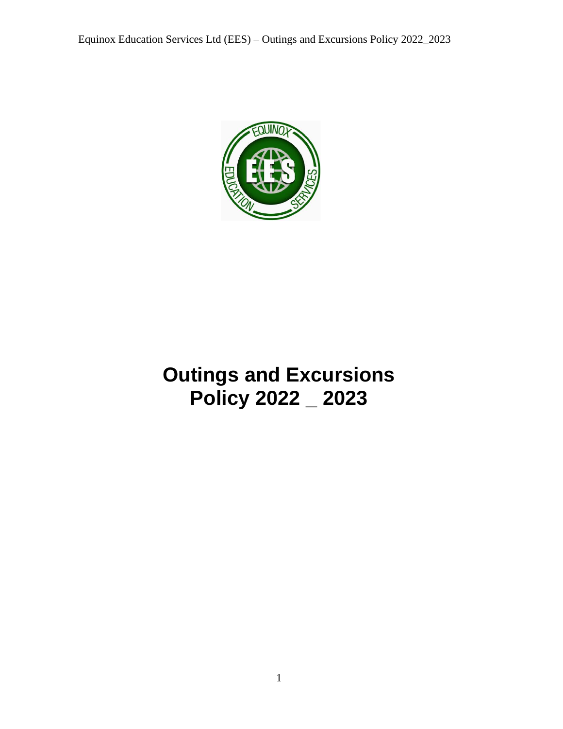# Outings and Excursions Policy 2022 _ 2023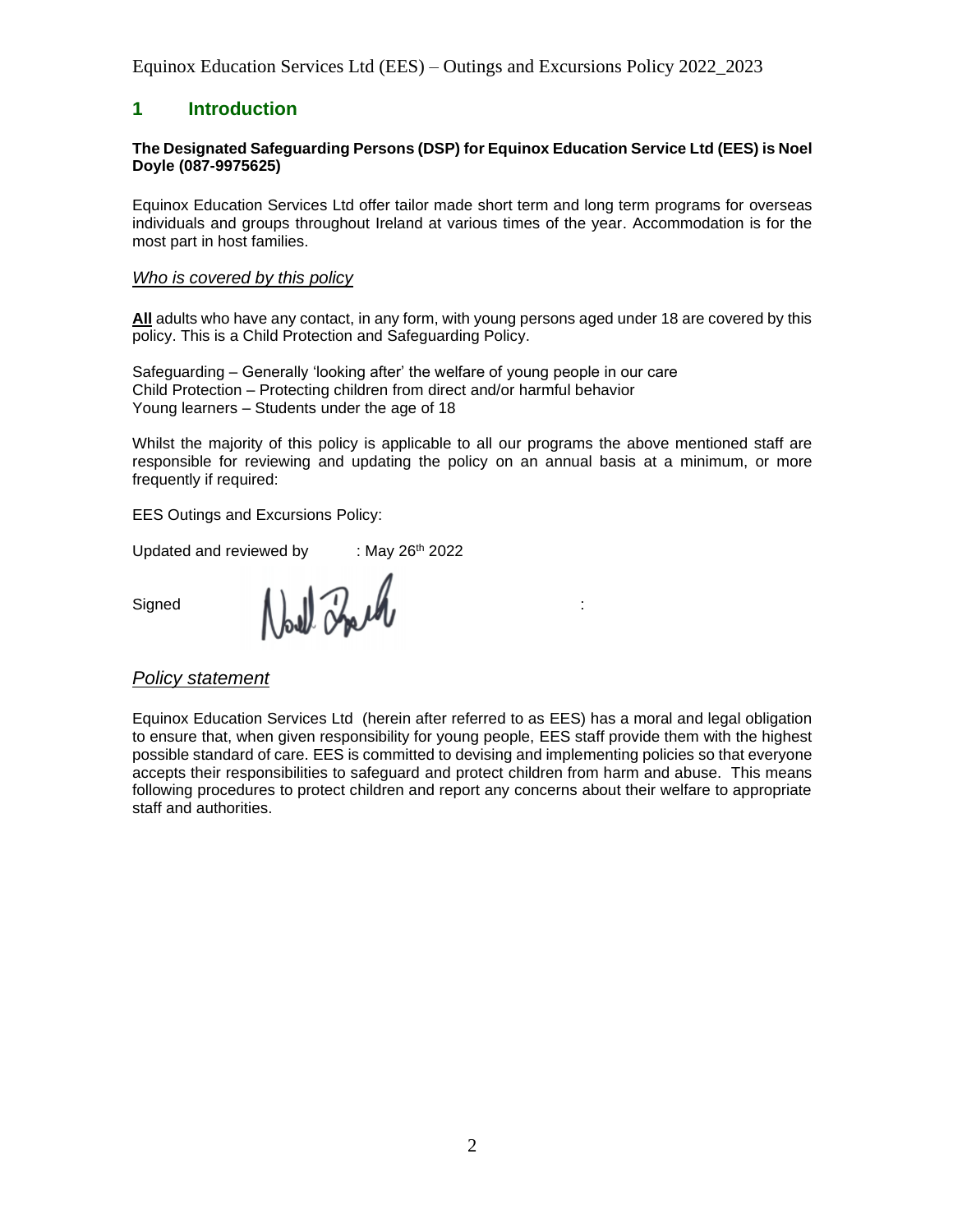# 1 Introduction

**The Designated Safeguarding Persons (DSP) for Equinox Education Service Ltd (EES) is Noel Doyle (087-9975625)**

Equinox Education Services Ltd offer tailor made short term and long term programs for overseas individuals and groups throughout Ireland at various times of the year. Accommodation is for the most part in host families.

## *Who is covered by this policy*

**All** adults who have any contact, in any form, with young persons aged under 18 are covered by this policy. This is a Child Protection and Safeguarding Policy.

Safeguarding – Generally 'looking after' the welfare of young people in our care
Child Protection – Protecting children from direct and/or harmful behavior
Young learners – Students under the age of 18

Whilst the majority of this policy is applicable to all our programs the above mentioned staff are responsible for reviewing and updating the policy on an annual basis at a minimum, or more frequently if required:

EES Outings and Excursions Policy:

Updated and reviewed by : May 26th 2022

Signed :

## *Policy statement*

Equinox Education Services Ltd (herein after referred to as EES) has a moral and legal obligation to ensure that, when given responsibility for young people, EES staff provide them with the highest possible standard of care. EES is committed to devising and implementing policies so that everyone accepts their responsibilities to safeguard and protect children from harm and abuse. This means following procedures to protect children and report any concerns about their welfare to appropriate staff and authorities.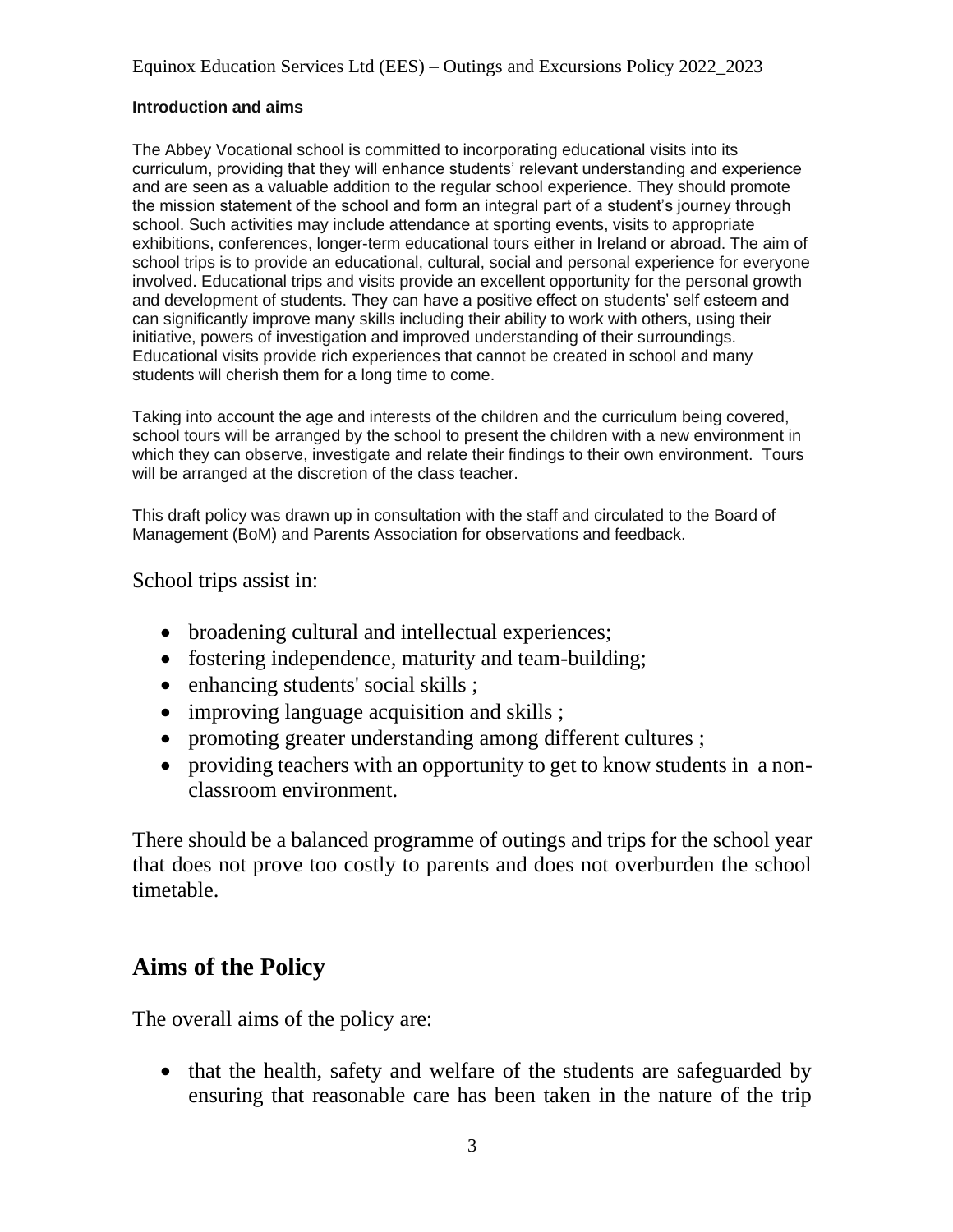**Introduction and aims**

The Abbey Vocational school is committed to incorporating educational visits into its curriculum, providing that they will enhance students' relevant understanding and experience and are seen as a valuable addition to the regular school experience. They should promote the mission statement of the school and form an integral part of a student's journey through school. Such activities may include attendance at sporting events, visits to appropriate exhibitions, conferences, longer-term educational tours either in Ireland or abroad. The aim of school trips is to provide an educational, cultural, social and personal experience for everyone involved. Educational trips and visits provide an excellent opportunity for the personal growth and development of students. They can have a positive effect on students' self esteem and can significantly improve many skills including their ability to work with others, using their initiative, powers of investigation and improved understanding of their surroundings. Educational visits provide rich experiences that cannot be created in school and many students will cherish them for a long time to come.

Taking into account the age and interests of the children and the curriculum being covered, school tours will be arranged by the school to present the children with a new environment in which they can observe, investigate and relate their findings to their own environment. Tours will be arranged at the discretion of the class teacher.

This draft policy was drawn up in consultation with the staff and circulated to the Board of Management (BoM) and Parents Association for observations and feedback.

School trips assist in:

- broadening cultural and intellectual experiences;
- fostering independence, maturity and team-building;
- enhancing students' social skills ;
- improving language acquisition and skills ;
- promoting greater understanding among different cultures ;
- providing teachers with an opportunity to get to know students in a non-classroom environment.

There should be a balanced programme of outings and trips for the school year that does not prove too costly to parents and does not overburden the school timetable.

## Aims of the Policy

The overall aims of the policy are:

- that the health, safety and welfare of the students are safeguarded by ensuring that reasonable care has been taken in the nature of the trip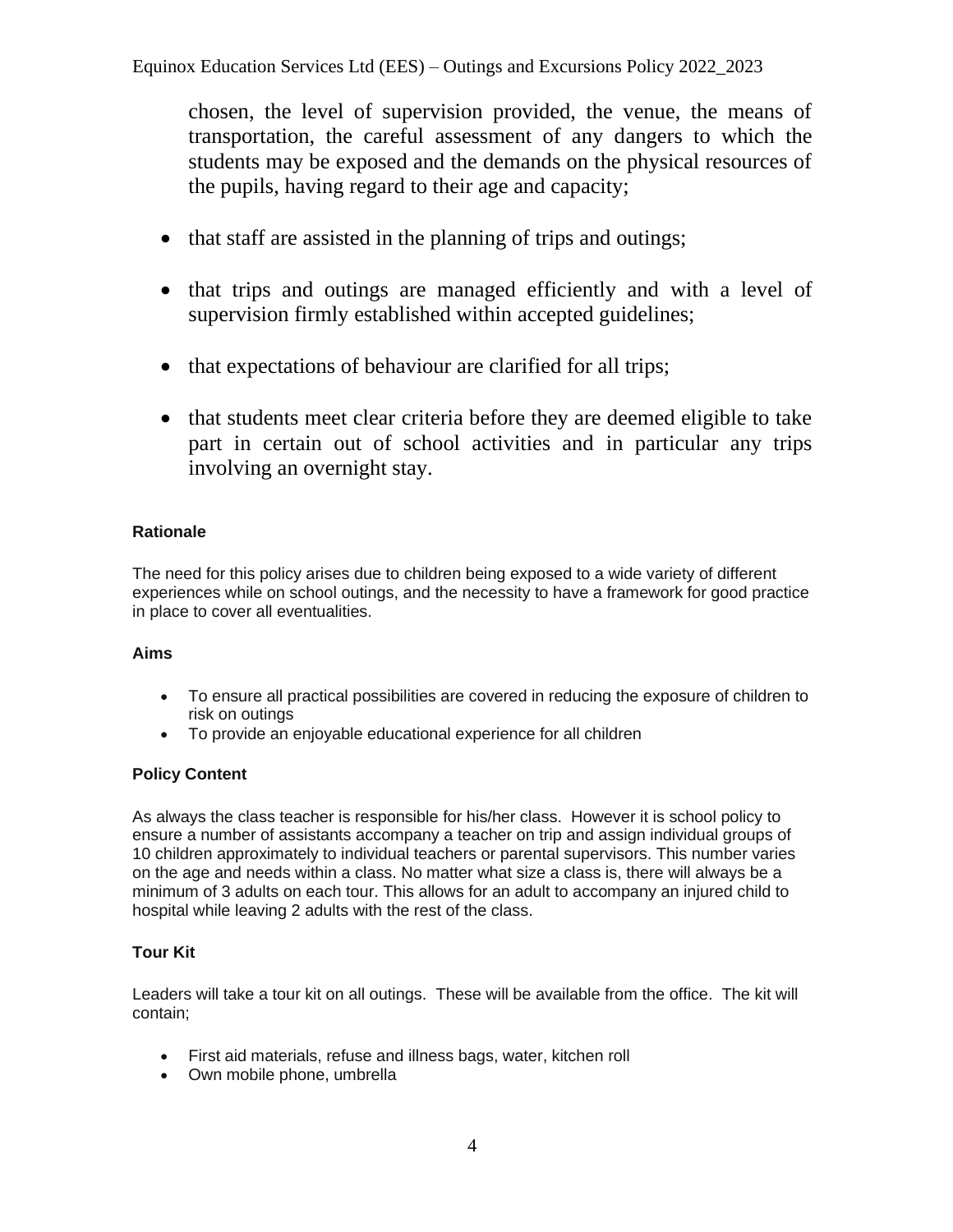chosen, the level of supervision provided, the venue, the means of transportation, the careful assessment of any dangers to which the students may be exposed and the demands on the physical resources of the pupils, having regard to their age and capacity;

- that staff are assisted in the planning of trips and outings;
- that trips and outings are managed efficiently and with a level of supervision firmly established within accepted guidelines;
- that expectations of behaviour are clarified for all trips;
- that students meet clear criteria before they are deemed eligible to take part in certain out of school activities and in particular any trips involving an overnight stay.

**Rationale**

The need for this policy arises due to children being exposed to a wide variety of different experiences while on school outings, and the necessity to have a framework for good practice in place to cover all eventualities.

**Aims**

- To ensure all practical possibilities are covered in reducing the exposure of children to risk on outings
- To provide an enjoyable educational experience for all children

**Policy Content**

As always the class teacher is responsible for his/her class. However it is school policy to ensure a number of assistants accompany a teacher on trip and assign individual groups of 10 children approximately to individual teachers or parental supervisors. This number varies on the age and needs within a class. No matter what size a class is, there will always be a minimum of 3 adults on each tour. This allows for an adult to accompany an injured child to hospital while leaving 2 adults with the rest of the class.

**Tour Kit**

Leaders will take a tour kit on all outings. These will be available from the office. The kit will contain;

- First aid materials, refuse and illness bags, water, kitchen roll
- Own mobile phone, umbrella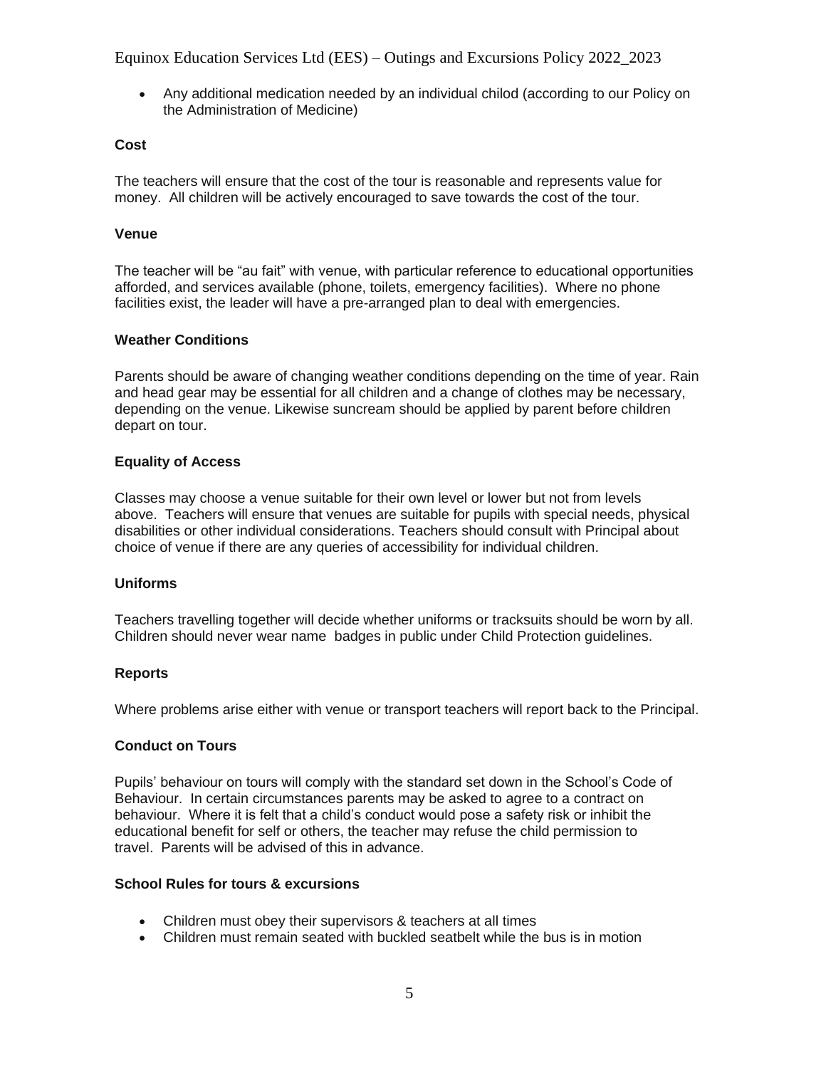- Any additional medication needed by an individual chilod (according to our Policy on the Administration of Medicine)

**Cost**

The teachers will ensure that the cost of the tour is reasonable and represents value for money. All children will be actively encouraged to save towards the cost of the tour.

**Venue**

The teacher will be "au fait" with venue, with particular reference to educational opportunities afforded, and services available (phone, toilets, emergency facilities). Where no phone facilities exist, the leader will have a pre-arranged plan to deal with emergencies.

**Weather Conditions**

Parents should be aware of changing weather conditions depending on the time of year. Rain and head gear may be essential for all children and a change of clothes may be necessary, depending on the venue. Likewise suncream should be applied by parent before children depart on tour.

**Equality of Access**

Classes may choose a venue suitable for their own level or lower but not from levels above. Teachers will ensure that venues are suitable for pupils with special needs, physical disabilities or other individual considerations. Teachers should consult with Principal about choice of venue if there are any queries of accessibility for individual children.

**Uniforms**

Teachers travelling together will decide whether uniforms or tracksuits should be worn by all. Children should never wear name badges in public under Child Protection guidelines.

**Reports**

Where problems arise either with venue or transport teachers will report back to the Principal.

**Conduct on Tours**

Pupils' behaviour on tours will comply with the standard set down in the School's Code of Behaviour. In certain circumstances parents may be asked to agree to a contract on behaviour. Where it is felt that a child's conduct would pose a safety risk or inhibit the educational benefit for self or others, the teacher may refuse the child permission to travel. Parents will be advised of this in advance.

**School Rules for tours & excursions**

- Children must obey their supervisors & teachers at all times
- Children must remain seated with buckled seatbelt while the bus is in motion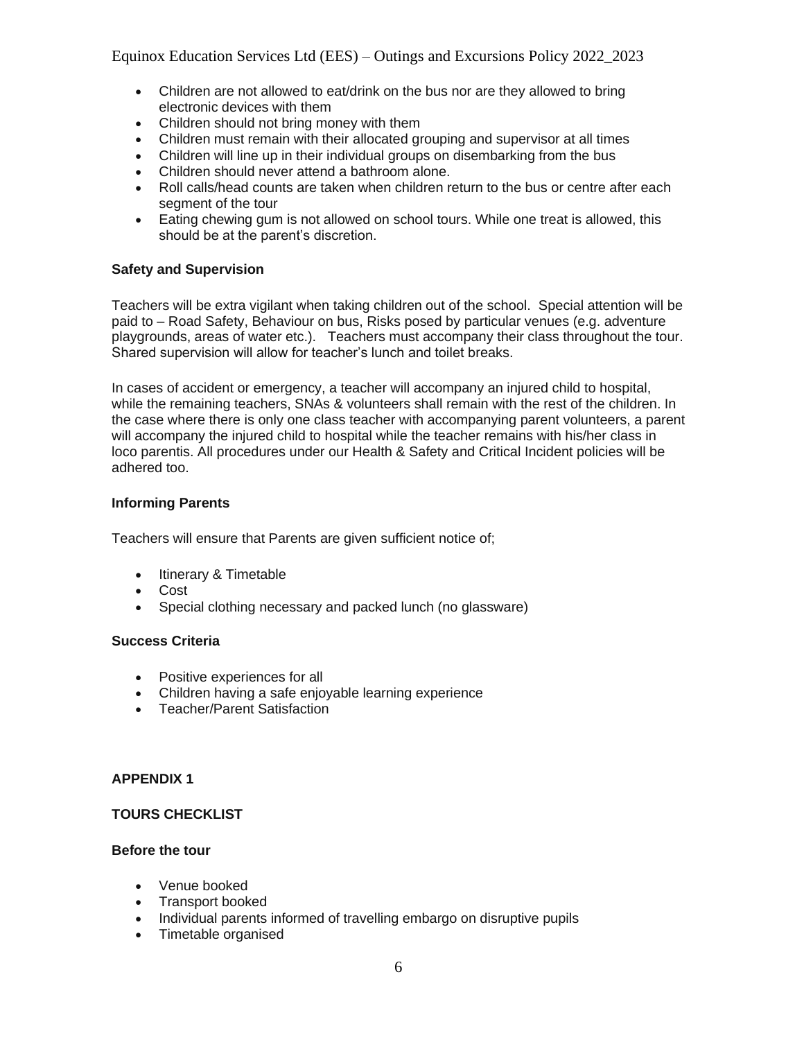- Children are not allowed to eat/drink on the bus nor are they allowed to bring electronic devices with them
- Children should not bring money with them
- Children must remain with their allocated grouping and supervisor at all times
- Children will line up in their individual groups on disembarking from the bus
- Children should never attend a bathroom alone.
- Roll calls/head counts are taken when children return to the bus or centre after each segment of the tour
- Eating chewing gum is not allowed on school tours. While one treat is allowed, this should be at the parent's discretion.

**Safety and Supervision**

Teachers will be extra vigilant when taking children out of the school. Special attention will be paid to – Road Safety, Behaviour on bus, Risks posed by particular venues (e.g. adventure playgrounds, areas of water etc.). Teachers must accompany their class throughout the tour. Shared supervision will allow for teacher's lunch and toilet breaks.

In cases of accident or emergency, a teacher will accompany an injured child to hospital, while the remaining teachers, SNAs & volunteers shall remain with the rest of the children. In the case where there is only one class teacher with accompanying parent volunteers, a parent will accompany the injured child to hospital while the teacher remains with his/her class in loco parentis. All procedures under our Health & Safety and Critical Incident policies will be adhered too.

**Informing Parents**

Teachers will ensure that Parents are given sufficient notice of;

- Itinerary & Timetable
- Cost
- Special clothing necessary and packed lunch (no glassware)

**Success Criteria**

- Positive experiences for all
- Children having a safe enjoyable learning experience
- Teacher/Parent Satisfaction

**APPENDIX 1**

**TOURS CHECKLIST**

**Before the tour**

- Venue booked
- Transport booked
- Individual parents informed of travelling embargo on disruptive pupils
- Timetable organised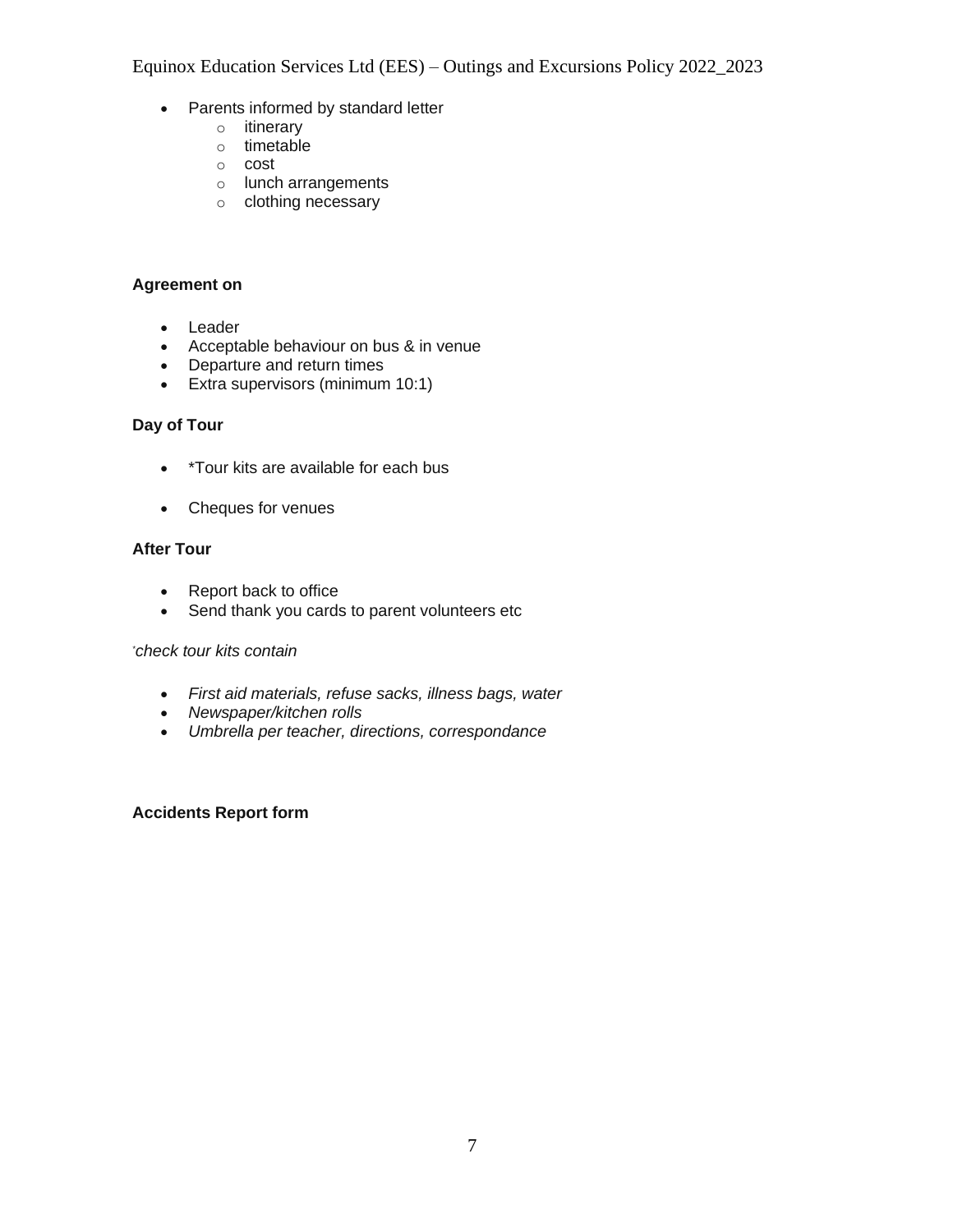- Parents informed by standard letter
  - itinerary
  - timetable
  - cost
  - lunch arrangements
  - clothing necessary

**Agreement on**

- Leader
- Acceptable behaviour on bus & in venue
- Departure and return times
- Extra supervisors (minimum 10:1)

**Day of Tour**

- *Tour kits are available for each bus
- Cheques for venues

**After Tour**

- Report back to office
- Send thank you cards to parent volunteers etc

*\*check tour kits contain*

- *First aid materials, refuse sacks, illness bags, water*
- *Newspaper/kitchen rolls*
- *Umbrella per teacher, directions, correspondance*

**Accidents Report form**